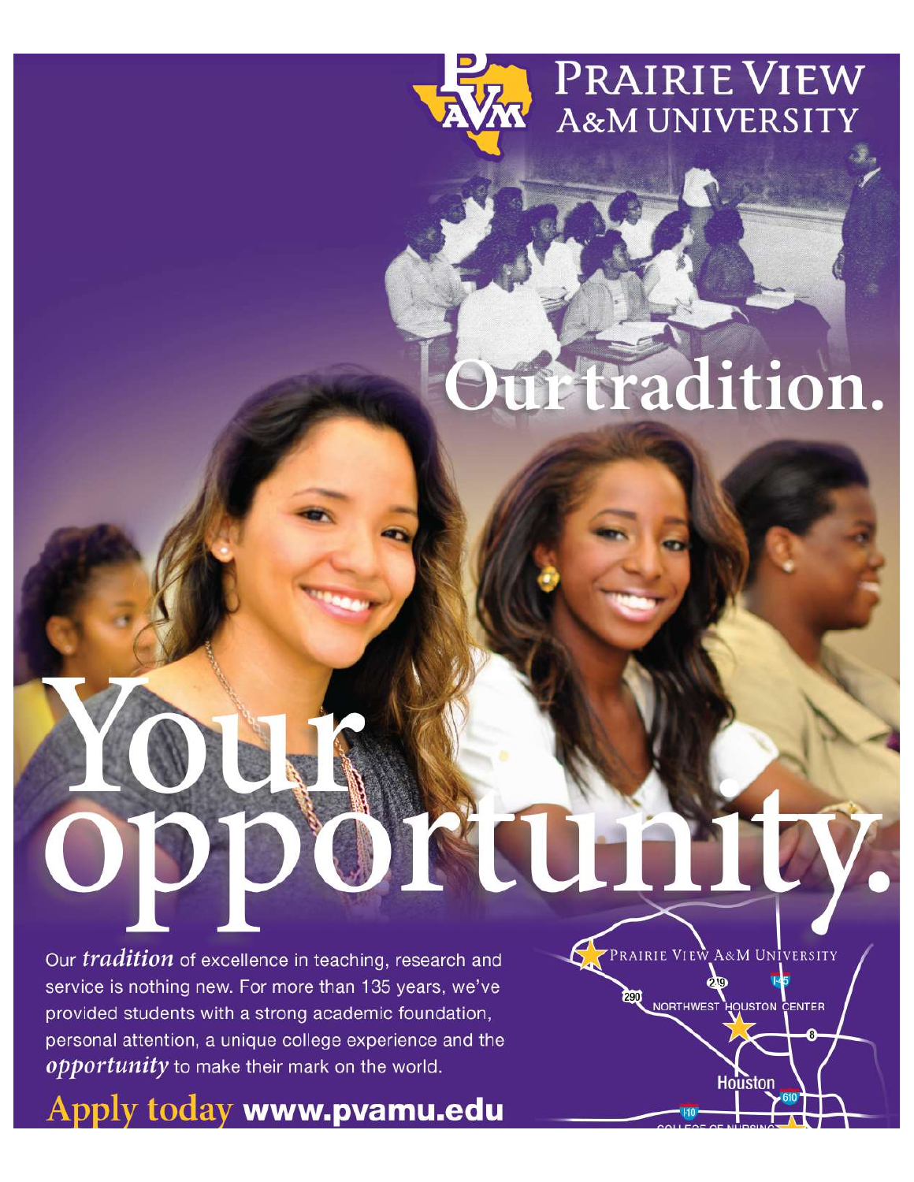# PRAIRIE VIEW A&M UNIVERSITY

# Our tradition.

# Your opportunity.

Our *tradition* of excellence in teaching, research and service is nothing new. For more than 135 years, we've provided students with a strong academic foundation, personal attention, a unique college experience and the *opportunity* to make their mark on the world.

**Apply today www.pvamu.edu**

PRAIRIE VIEW A&M UNIVERSITY

NORTHWEST HOUSTON CENTER

Houston

COLLEGE OF NURSING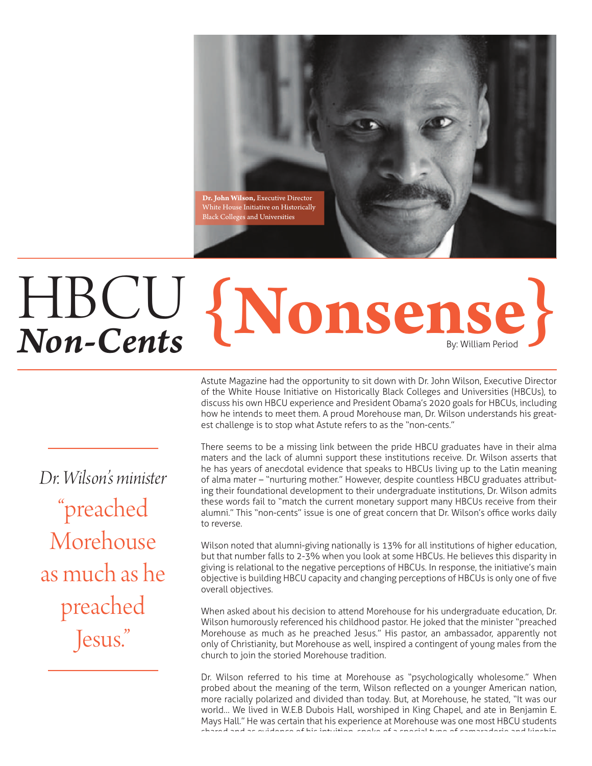**Dr. John Wilson,** Executive Director White House Initiative on Historically Black Colleges and Universities

# HBCU *Non-Cents* {Nonsense}

By: William Period

Astute Magazine had the opportunity to sit down with Dr. John Wilson, Executive Director of the White House Initiative on Historically Black Colleges and Universities (HBCUs), to discuss his own HBCU experience and President Obama's 2020 goals for HBCUs, including how he intends to meet them. A proud Morehouse man, Dr. Wilson understands his greatest challenge is to stop what Astute refers to as the "non-cents."

> *Dr. Wilson's minister* "preached Morehouse as much as he preached Jesus."

There seems to be a missing link between the pride HBCU graduates have in their alma maters and the lack of alumni support these institutions receive. Dr. Wilson asserts that he has years of anecdotal evidence that speaks to HBCUs living up to the Latin meaning of alma mater – "nurturing mother." However, despite countless HBCU graduates attributing their foundational development to their undergraduate institutions, Dr. Wilson admits these words fail to "match the current monetary support many HBCUs receive from their alumni." This "non-cents" issue is one of great concern that Dr. Wilson's office works daily to reverse.

Wilson noted that alumni-giving nationally is 13% for all institutions of higher education, but that number falls to 2-3% when you look at some HBCUs. He believes this disparity in giving is relational to the negative perceptions of HBCUs. In response, the initiative's main objective is building HBCU capacity and changing perceptions of HBCUs is only one of five overall objectives.

When asked about his decision to attend Morehouse for his undergraduate education, Dr. Wilson humorously referenced his childhood pastor. He joked that the minister "preached Morehouse as much as he preached Jesus." His pastor, an ambassador, apparently not only of Christianity, but Morehouse as well, inspired a contingent of young males from the church to join the storied Morehouse tradition.

Dr. Wilson referred to his time at Morehouse as "psychologically wholesome." When probed about the meaning of the term, Wilson reflected on a younger American nation, more racially polarized and divided than today. But, at Morehouse, he stated, "It was our world... We lived in W.E.B Dubois Hall, worshiped in King Chapel, and ate in Benjamin E. Mays Hall." He was certain that his experience at Morehouse was one most HBCU students shared and as evidence of his intuition, spoke of a special type of camaraderie and kinship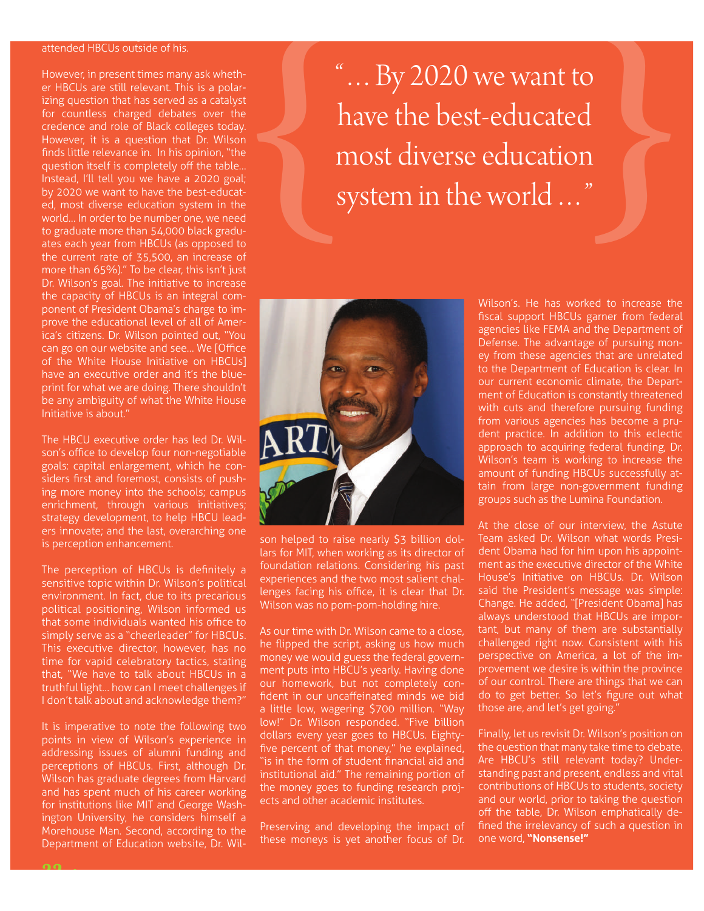attended HBCUs outside of his.

However, in present times many ask whether HBCUs are still relevant. This is a polarizing question that has served as a catalyst for countless charged debates over the credence and role of Black colleges today. However, it is a question that Dr. Wilson finds little relevance in. In his opinion, "the question itself is completely off the table... Instead, I'll tell you we have a 2020 goal; by 2020 we want to have the best-educated, most diverse education system in the world... In order to be number one, we need to graduate more than 54,000 black graduates each year from HBCUs (as opposed to the current rate of 35,500, an increase of more than 65%)." To be clear, this isn't just Dr. Wilson's goal. The initiative to increase the capacity of HBCUs is an integral component of President Obama's charge to improve the educational level of all of America's citizens. Dr. Wilson pointed out, "You can go on our website and see... We [Office of the White House Initiative on HBCUs] have an executive order and it's the blueprint for what we are doing. There shouldn't be any ambiguity of what the White House Initiative is about."

The HBCU executive order has led Dr. Wilson's office to develop four non-negotiable goals: capital enlargement, which he considers first and foremost, consists of pushing more money into the schools; campus enrichment, through various initiatives; strategy development, to help HBCU leaders innovate; and the last, overarching one is perception enhancement.

The perception of HBCUs is definitely a sensitive topic within Dr. Wilson's political environment. In fact, due to its precarious political positioning, Wilson informed us that some individuals wanted his office to simply serve as a "cheerleader" for HBCUs. This executive director, however, has no time for vapid celebratory tactics, stating that, "We have to talk about HBCUs in a truthful light... how can I meet challenges if I don't talk about and acknowledge them?"

> "... By 2020 we want to have the best-educated most diverse education system in the world ..."

It is imperative to note the following two points in view of Wilson's experience in addressing issues of alumni funding and perceptions of HBCUs. First, although Dr. Wilson has graduate degrees from Harvard and has spent much of his career working for institutions like MIT and George Washington University, he considers himself a Morehouse Man. Second, according to the Department of Education website, Dr. Wilson helped to raise nearly $3 billion dollars for MIT, when working as its director of foundation relations. Considering his past experiences and the two most salient challenges facing his office, it is clear that Dr. Wilson was no pom-pom-holding hire.

As our time with Dr. Wilson came to a close, he flipped the script, asking us how much money we would guess the federal government puts into HBCU's yearly. Having done our homework, but not completely confident in our uncaffeinated minds we bid a little low, wagering $700 million. "Way low!" Dr. Wilson responded. "Five billion dollars every year goes to HBCUs. Eighty-five percent of that money," he explained, "is in the form of student financial aid and institutional aid." The remaining portion of the money goes to funding research projects and other academic institutes.

Preserving and developing the impact of these moneys is yet another focus of Dr. Wilson's. He has worked to increase the fiscal support HBCUs garner from federal agencies like FEMA and the Department of Defense. The advantage of pursuing money from these agencies that are unrelated to the Department of Education is clear. In our current economic climate, the Department of Education is constantly threatened with cuts and therefore pursuing funding from various agencies has become a prudent practice. In addition to this eclectic approach to acquiring federal funding, Dr. Wilson's team is working to increase the amount of funding HBCUs successfully attain from large non-government funding groups such as the Lumina Foundation.

At the close of our interview, the Astute Team asked Dr. Wilson what words President Obama had for him upon his appointment as the executive director of the White House's Initiative on HBCUs. Dr. Wilson said the President's message was simple: Change. He added, "[President Obama] has always understood that HBCUs are important, but many of them are substantially challenged right now. Consistent with his perspective on America, a lot of the improvement we desire is within the province of our control. There are things that we can do to get better. So let's figure out what those are, and let's get going."

Finally, let us revisit Dr. Wilson's position on the question that many take time to debate. Are HBCU's still relevant today? Understanding past and present, endless and vital contributions of HBCUs to students, society and our world, prior to taking the question off the table, Dr. Wilson emphatically defined the irrelevancy of such a question in one word, **"Nonsense!"**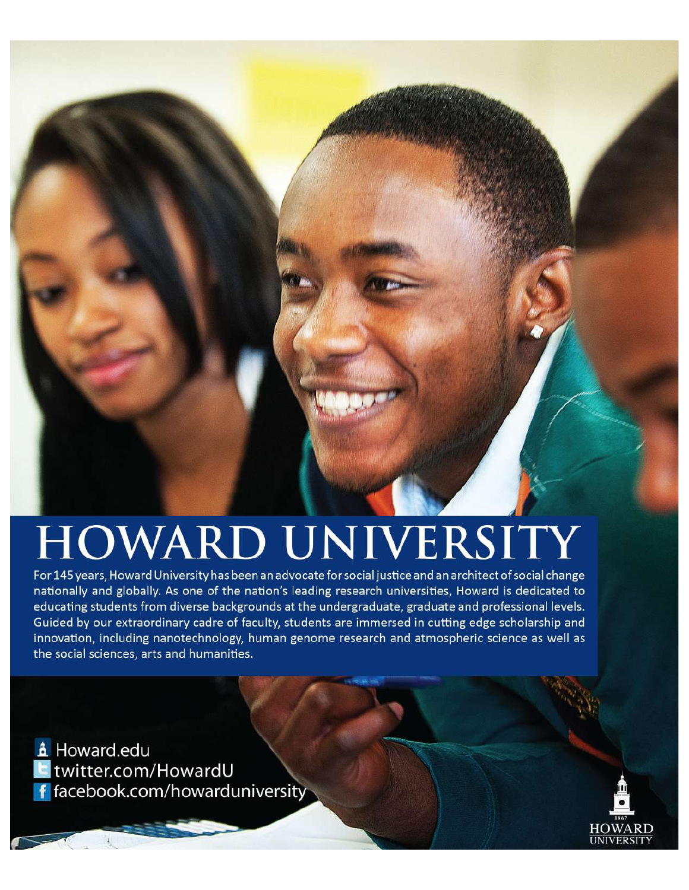# HOWARD UNIVERSITY

For 145 years, Howard University has been an advocate for social justice and an architect of social change nationally and globally. As one of the nation's leading research universities, Howard is dedicated to educating students from diverse backgrounds at the undergraduate, graduate and professional levels. Guided by our extraordinary cadre of faculty, students are immersed in cutting edge scholarship and innovation, including nanotechnology, human genome research and atmospheric science as well as the social sciences, arts and humanities.

Howard.edu
twitter.com/HowardU
facebook.com/howarduniversity

1867
HOWARD
UNIVERSITY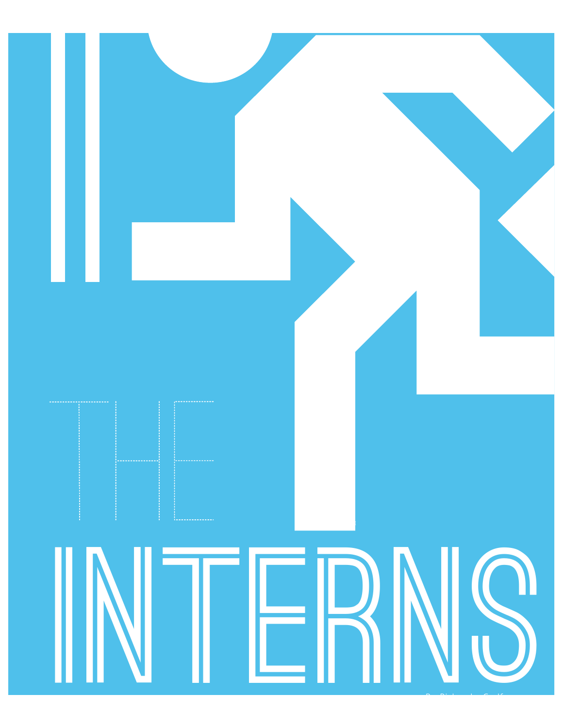# THE INTERNS

By Richard ... Graff